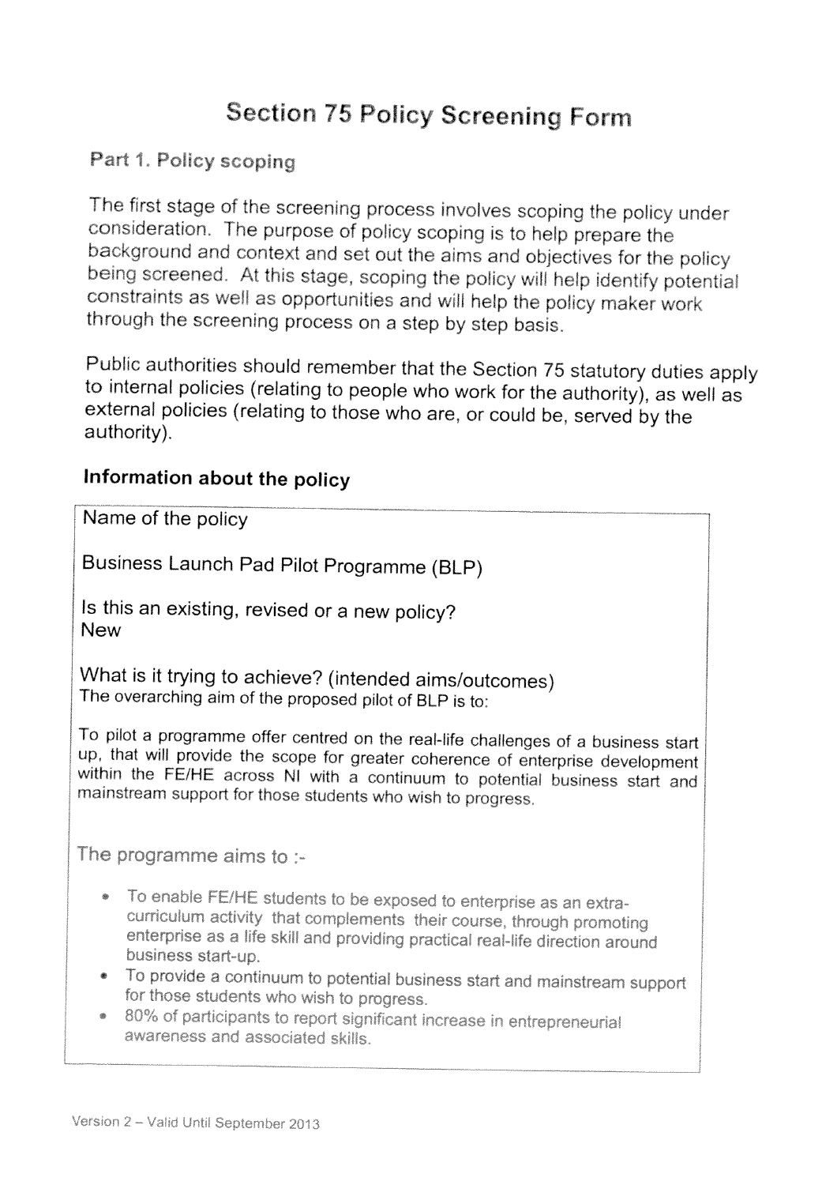# Section 75 Policy Screening Form

## Part 1. Policy scoping

The first stage of the screening process involves scoping the policy under consideration. The purpose of policy scoping is to help prepare the background and context and set out the aims and objectives for the policy being screened. At this stage, scoping the policy will help identify potential constraints as well as opportunities and will help the policy maker work through the screening process on a step by step basis.

Public authorities should remember that the Section 75 statutory duties apply to internal policies (relating to people who work for the authority), as well as external policies (relating to those who are, or could be, served by the authority).

### Information about the policy

Name of the policy

Business Launch Pad Pilot Programme (BLP)

Is this an existing, revised or a new policy?
New

What is it trying to achieve? (intended aims/outcomes)
The overarching aim of the proposed pilot of BLP is to:

To pilot a programme offer centred on the real-life challenges of a business start up, that will provide the scope for greater coherence of enterprise development within the FE/HE across NI with a continuum to potential business start and mainstream support for those students who wish to progress.

The programme aims to :-

- To enable FE/HE students to be exposed to enterprise as an extra-curriculum activity that complements their course, through promoting enterprise as a life skill and providing practical real-life direction around business start-up.
- To provide a continuum to potential business start and mainstream support for those students who wish to progress.
- 80% of participants to report significant increase in entrepreneurial awareness and associated skills.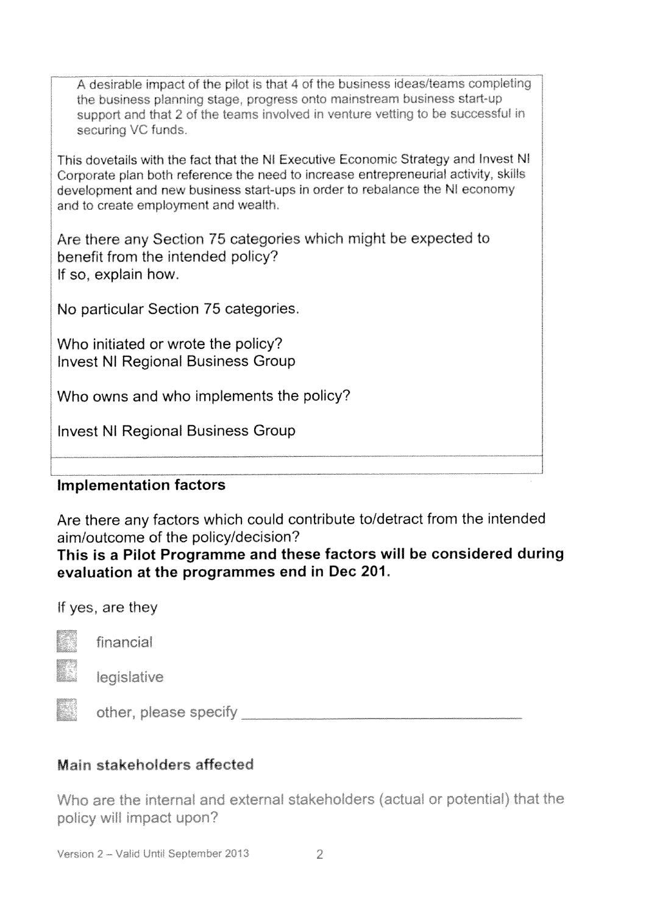A desirable impact of the pilot is that 4 of the business ideas/teams completing the business planning stage, progress onto mainstream business start-up support and that 2 of the teams involved in venture vetting to be successful in securing VC funds.

This dovetails with the fact that the NI Executive Economic Strategy and Invest NI Corporate plan both reference the need to increase entrepreneurial activity, skills development and new business start-ups in order to rebalance the NI economy and to create employment and wealth.

Are there any Section 75 categories which might be expected to benefit from the intended policy?
If so, explain how.

No particular Section 75 categories.

Who initiated or wrote the policy?
Invest NI Regional Business Group

Who owns and who implements the policy?

Invest NI Regional Business Group

### Implementation factors

Are there any factors which could contribute to/detract from the intended aim/outcome of the policy/decision?
**This is a Pilot Programme and these factors will be considered during evaluation at the programmes end in Dec 201.**

If yes, are they

- ☐ financial
- ☐ legislative
- ☐ other, please specify ______________________________

### Main stakeholders affected

Who are the internal and external stakeholders (actual or potential) that the policy will impact upon?

Version 2 – Valid Until September 2013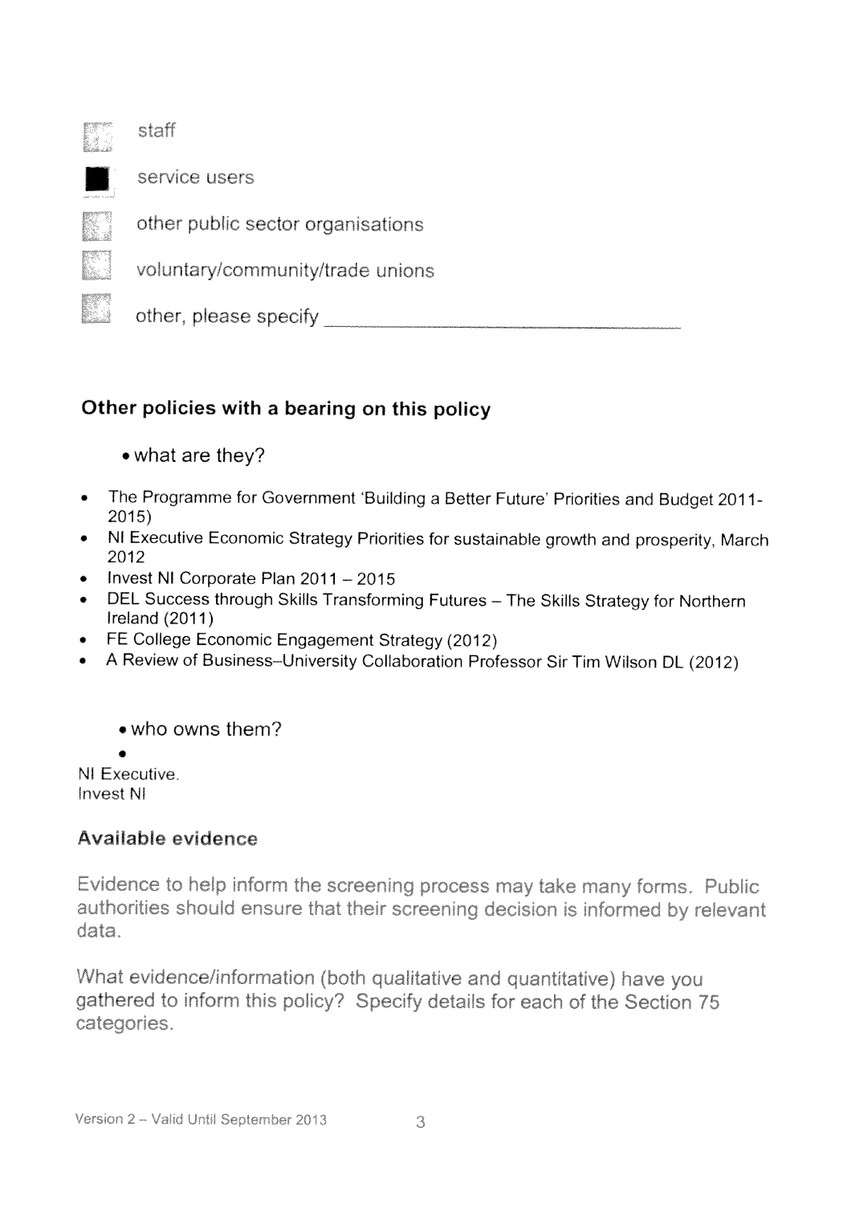- [ ] staff
- [x] service users
- [ ] other public sector organisations
- [ ] voluntary/community/trade unions
- [ ] other, please specify ______________________________

### Other policies with a bearing on this policy

- what are they?

- The Programme for Government 'Building a Better Future' Priorities and Budget 2011-2015)
- NI Executive Economic Strategy Priorities for sustainable growth and prosperity, March 2012
- Invest NI Corporate Plan 2011 – 2015
- DEL Success through Skills Transforming Futures – The Skills Strategy for Northern Ireland (2011)
- FE College Economic Engagement Strategy (2012)
- A Review of Business–University Collaboration Professor Sir Tim Wilson DL (2012)

- who owns them?

NI Executive.
Invest NI

### Available evidence

Evidence to help inform the screening process may take many forms. Public authorities should ensure that their screening decision is informed by relevant data.

What evidence/information (both qualitative and quantitative) have you gathered to inform this policy? Specify details for each of the Section 75 categories.

Version 2 – Valid Until September 2013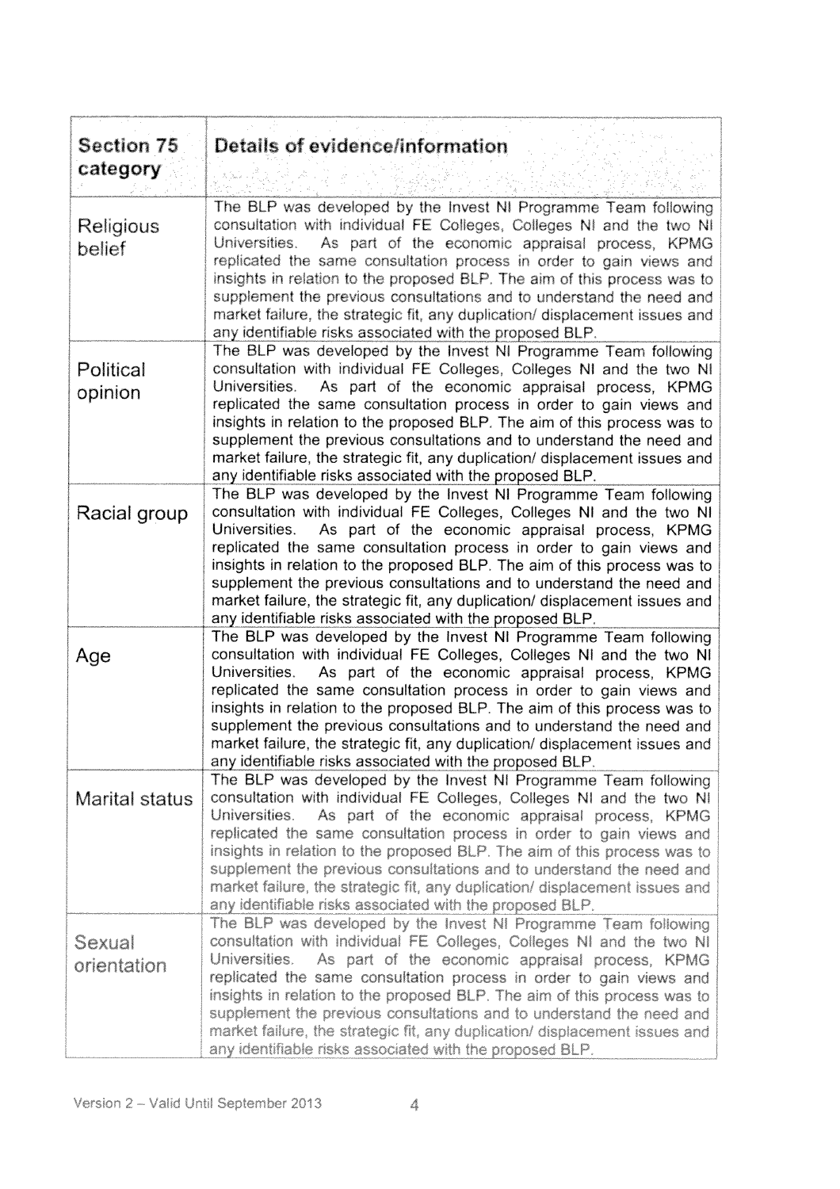| Section 75 category | Details of evidence/information |
|---|---|
| Religious belief | The BLP was developed by the Invest NI Programme Team following consultation with individual FE Colleges, Colleges NI and the two NI Universities. As part of the economic appraisal process, KPMG replicated the same consultation process in order to gain views and insights in relation to the proposed BLP. The aim of this process was to supplement the previous consultations and to understand the need and market failure, the strategic fit, any duplication/ displacement issues and any identifiable risks associated with the proposed BLP. |
| Political opinion | The BLP was developed by the Invest NI Programme Team following consultation with individual FE Colleges, Colleges NI and the two NI Universities. As part of the economic appraisal process, KPMG replicated the same consultation process in order to gain views and insights in relation to the proposed BLP. The aim of this process was to supplement the previous consultations and to understand the need and market failure, the strategic fit, any duplication/ displacement issues and any identifiable risks associated with the proposed BLP. |
| Racial group | The BLP was developed by the Invest NI Programme Team following consultation with individual FE Colleges, Colleges NI and the two NI Universities. As part of the economic appraisal process, KPMG replicated the same consultation process in order to gain views and insights in relation to the proposed BLP. The aim of this process was to supplement the previous consultations and to understand the need and market failure, the strategic fit, any duplication/ displacement issues and any identifiable risks associated with the proposed BLP. |
| Age | The BLP was developed by the Invest NI Programme Team following consultation with individual FE Colleges, Colleges NI and the two NI Universities. As part of the economic appraisal process, KPMG replicated the same consultation process in order to gain views and insights in relation to the proposed BLP. The aim of this process was to supplement the previous consultations and to understand the need and market failure, the strategic fit, any duplication/ displacement issues and any identifiable risks associated with the proposed BLP. |
| Marital status | The BLP was developed by the Invest NI Programme Team following consultation with individual FE Colleges, Colleges NI and the two NI Universities. As part of the economic appraisal process, KPMG replicated the same consultation process in order to gain views and insights in relation to the proposed BLP. The aim of this process was to supplement the previous consultations and to understand the need and market failure, the strategic fit, any duplication/ displacement issues and any identifiable risks associated with the proposed BLP. |
| Sexual orientation | The BLP was developed by the Invest NI Programme Team following consultation with individual FE Colleges, Colleges NI and the two NI Universities. As part of the economic appraisal process, KPMG replicated the same consultation process in order to gain views and insights in relation to the proposed BLP. The aim of this process was to supplement the previous consultations and to understand the need and market failure, the strategic fit, any duplication/ displacement issues and any identifiable risks associated with the proposed BLP. |

Version 2 – Valid Until September 2013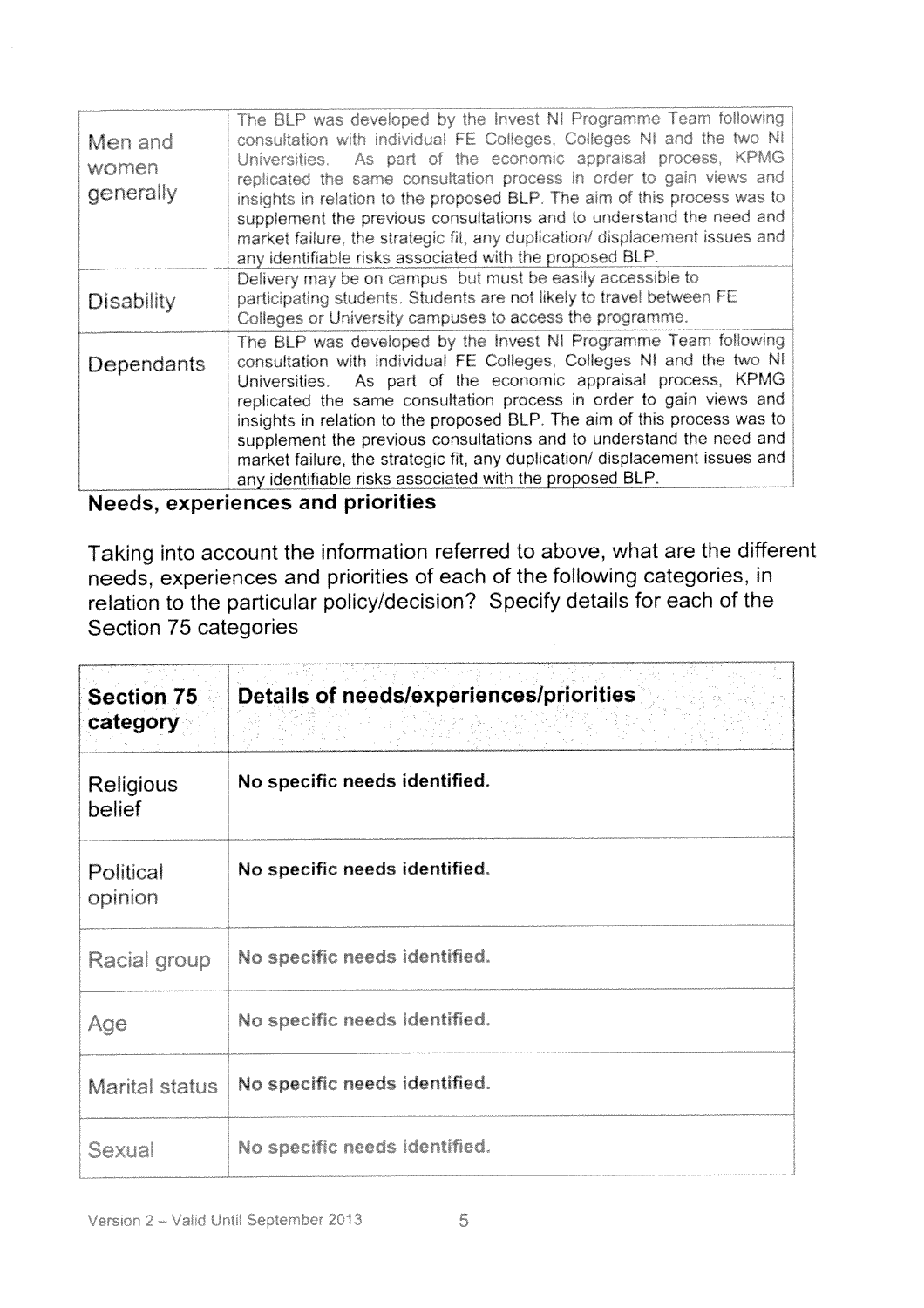| | |
|---|---|
| Men and women generally | The BLP was developed by the Invest NI Programme Team following consultation with individual FE Colleges, Colleges NI and the two NI Universities. As part of the economic appraisal process, KPMG replicated the same consultation process in order to gain views and insights in relation to the proposed BLP. The aim of this process was to supplement the previous consultations and to understand the need and market failure, the strategic fit, any duplication/ displacement issues and any identifiable risks associated with the proposed BLP. |
| Disability | Delivery may be on campus but must be easily accessible to participating students. Students are not likely to travel between FE Colleges or University campuses to access the programme. |
| Dependants | The BLP was developed by the Invest NI Programme Team following consultation with individual FE Colleges, Colleges NI and the two NI Universities. As part of the economic appraisal process, KPMG replicated the same consultation process in order to gain views and insights in relation to the proposed BLP. The aim of this process was to supplement the previous consultations and to understand the need and market failure, the strategic fit, any duplication/ displacement issues and any identifiable risks associated with the proposed BLP. |

**Needs, experiences and priorities**

Taking into account the information referred to above, what are the different needs, experiences and priorities of each of the following categories, in relation to the particular policy/decision? Specify details for each of the Section 75 categories

| Section 75 category | Details of needs/experiences/priorities |
|---|---|
| Religious belief | **No specific needs identified.** |
| Political opinion | **No specific needs identified.** |
| Racial group | **No specific needs identified.** |
| Age | **No specific needs identified.** |
| Marital status | **No specific needs identified.** |
| Sexual | **No specific needs identified.** |

Version 2 – Valid Until September 2013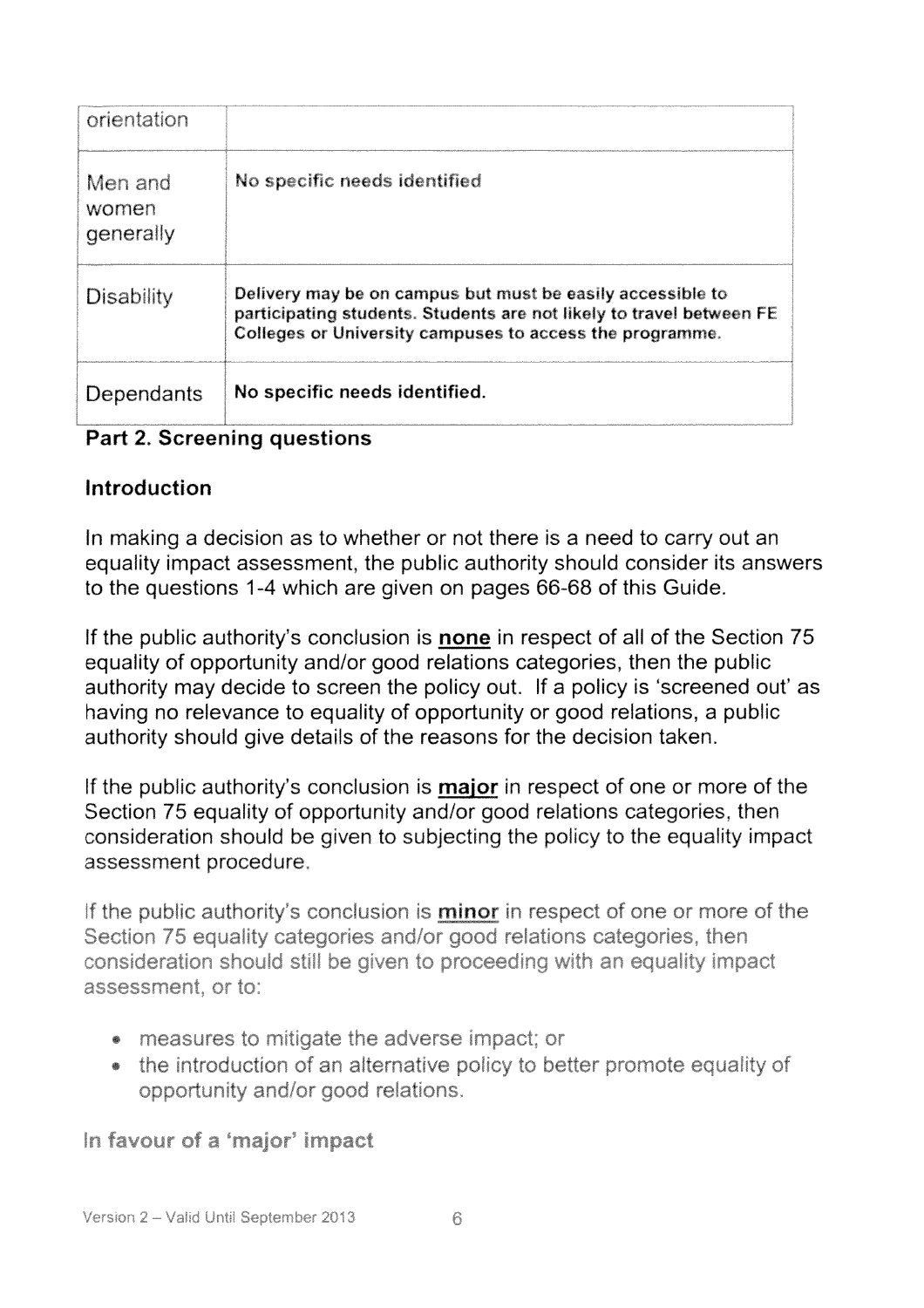| | |
|---|---|
| orientation | |
| Men and women generally | No specific needs identified |
| Disability | Delivery may be on campus but must be easily accessible to participating students. Students are not likely to travel between FE Colleges or University campuses to access the programme. |
| Dependants | No specific needs identified. |

### Part 2. Screening questions

#### Introduction

In making a decision as to whether or not there is a need to carry out an equality impact assessment, the public authority should consider its answers to the questions 1-4 which are given on pages 66-68 of this Guide.

If the public authority's conclusion is **none** in respect of all of the Section 75 equality of opportunity and/or good relations categories, then the public authority may decide to screen the policy out. If a policy is 'screened out' as having no relevance to equality of opportunity or good relations, a public authority should give details of the reasons for the decision taken.

If the public authority's conclusion is **major** in respect of one or more of the Section 75 equality of opportunity and/or good relations categories, then consideration should be given to subjecting the policy to the equality impact assessment procedure.

If the public authority's conclusion is **minor** in respect of one or more of the Section 75 equality categories and/or good relations categories, then consideration should still be given to proceeding with an equality impact assessment, or to:

- measures to mitigate the adverse impact; or
- the introduction of an alternative policy to better promote equality of opportunity and/or good relations.

**In favour of a 'major' impact**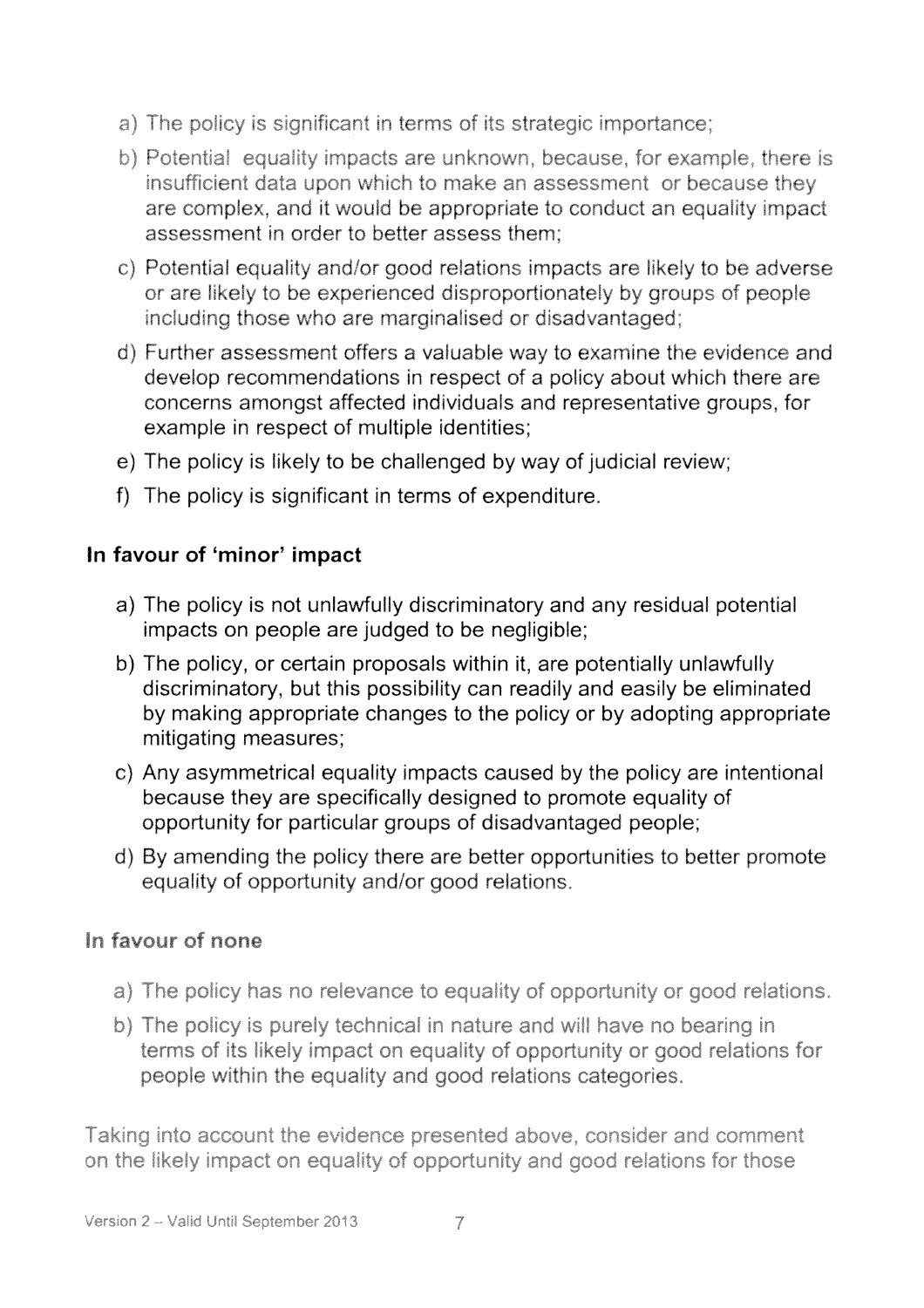a) The policy is significant in terms of its strategic importance;
b) Potential equality impacts are unknown, because, for example, there is insufficient data upon which to make an assessment or because they are complex, and it would be appropriate to conduct an equality impact assessment in order to better assess them;
c) Potential equality and/or good relations impacts are likely to be adverse or are likely to be experienced disproportionately by groups of people including those who are marginalised or disadvantaged;
d) Further assessment offers a valuable way to examine the evidence and develop recommendations in respect of a policy about which there are concerns amongst affected individuals and representative groups, for example in respect of multiple identities;
e) The policy is likely to be challenged by way of judicial review;
f) The policy is significant in terms of expenditure.

### In favour of 'minor' impact

a) The policy is not unlawfully discriminatory and any residual potential impacts on people are judged to be negligible;
b) The policy, or certain proposals within it, are potentially unlawfully discriminatory, but this possibility can readily and easily be eliminated by making appropriate changes to the policy or by adopting appropriate mitigating measures;
c) Any asymmetrical equality impacts caused by the policy are intentional because they are specifically designed to promote equality of opportunity for particular groups of disadvantaged people;
d) By amending the policy there are better opportunities to better promote equality of opportunity and/or good relations.

### In favour of none

a) The policy has no relevance to equality of opportunity or good relations.
b) The policy is purely technical in nature and will have no bearing in terms of its likely impact on equality of opportunity or good relations for people within the equality and good relations categories.

Taking into account the evidence presented above, consider and comment on the likely impact on equality of opportunity and good relations for those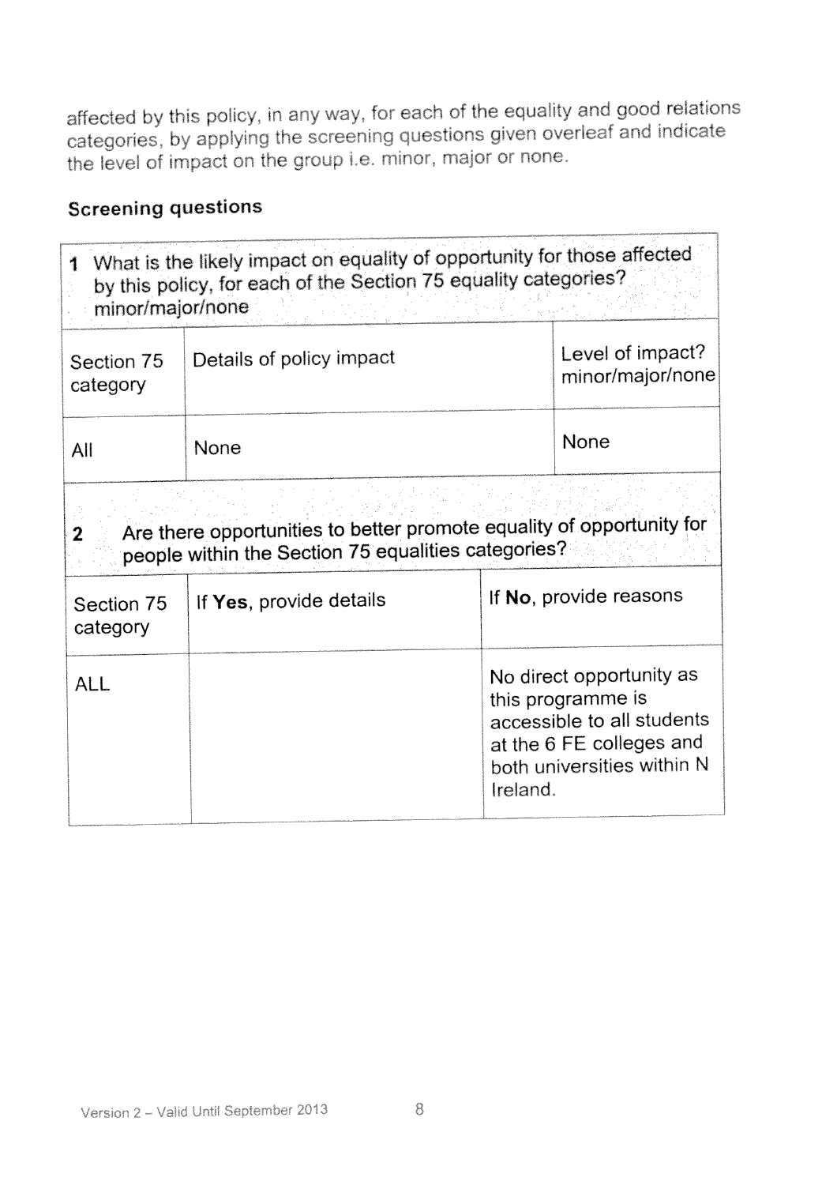affected by this policy, in any way, for each of the equality and good relations categories, by applying the screening questions given overleaf and indicate the level of impact on the group i.e. minor, major or none.

### Screening questions

| 1 What is the likely impact on equality of opportunity for those affected by this policy, for each of the Section 75 equality categories? minor/major/none | | |
|---|---|---|
| Section 75 category | Details of policy impact | Level of impact? minor/major/none |
| All | None | None |

| 2 Are there opportunities to better promote equality of opportunity for people within the Section 75 equalities categories? | | |
|---|---|---|
| Section 75 category | If **Yes**, provide details | If **No**, provide reasons |
| ALL | | No direct opportunity as this programme is accessible to all students at the 6 FE colleges and both universities within N Ireland. |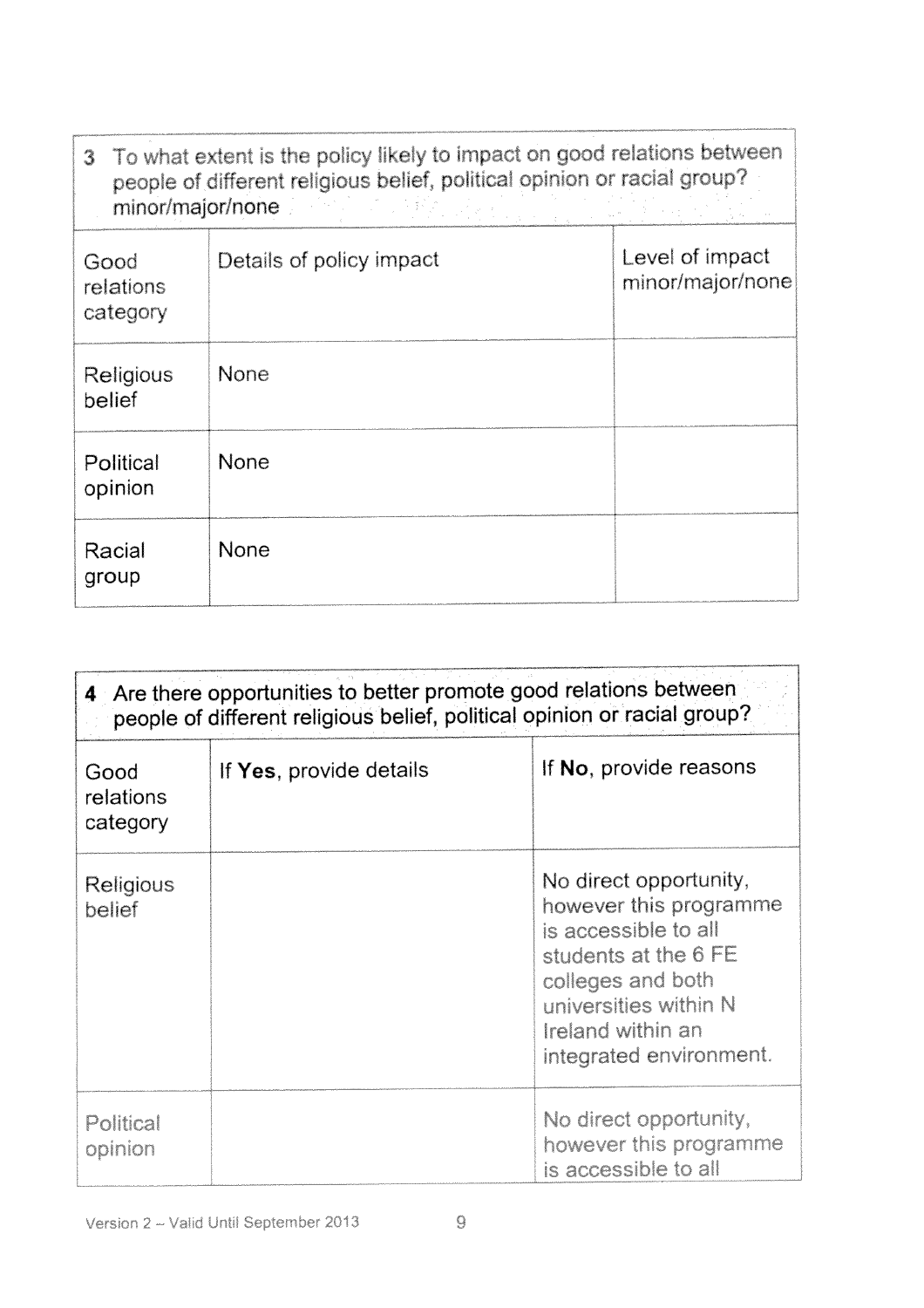| 3 To what extent is the policy likely to impact on good relations between people of different religious belief, political opinion or racial group? minor/major/none | | |
|---|---|---|
| Good relations category | Details of policy impact | Level of impact minor/major/none |
| Religious belief | None | |
| Political opinion | None | |
| Racial group | None | |

| 4 Are there opportunities to better promote good relations between people of different religious belief, political opinion or racial group? | | |
|---|---|---|
| Good relations category | If **Yes**, provide details | If **No**, provide reasons |
| Religious belief | | No direct opportunity, however this programme is accessible to all students at the 6 FE colleges and both universities within N Ireland within an integrated environment. |
| Political opinion | | No direct opportunity, however this programme is accessible to all |

Version 2 – Valid Until September 2013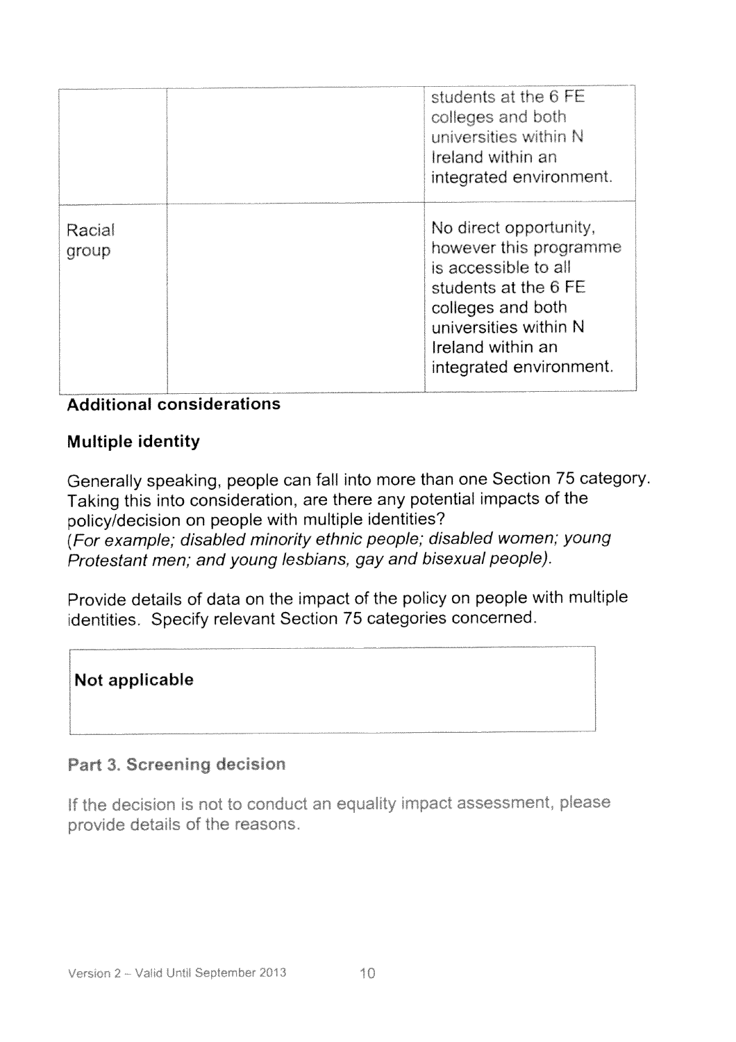| | | |
|---|---|---|
| | | students at the 6 FE colleges and both universities within N Ireland within an integrated environment. |
| Racial group | | No direct opportunity, however this programme is accessible to all students at the 6 FE colleges and both universities within N Ireland within an integrated environment. |

**Additional considerations**

**Multiple identity**

Generally speaking, people can fall into more than one Section 75 category. Taking this into consideration, are there any potential impacts of the policy/decision on people with multiple identities?
*(For example; disabled minority ethnic people; disabled women; young Protestant men; and young lesbians, gay and bisexual people).*

Provide details of data on the impact of the policy on people with multiple identities. Specify relevant Section 75 categories concerned.

| **Not applicable** |
|---|

## Part 3. Screening decision

If the decision is not to conduct an equality impact assessment, please provide details of the reasons.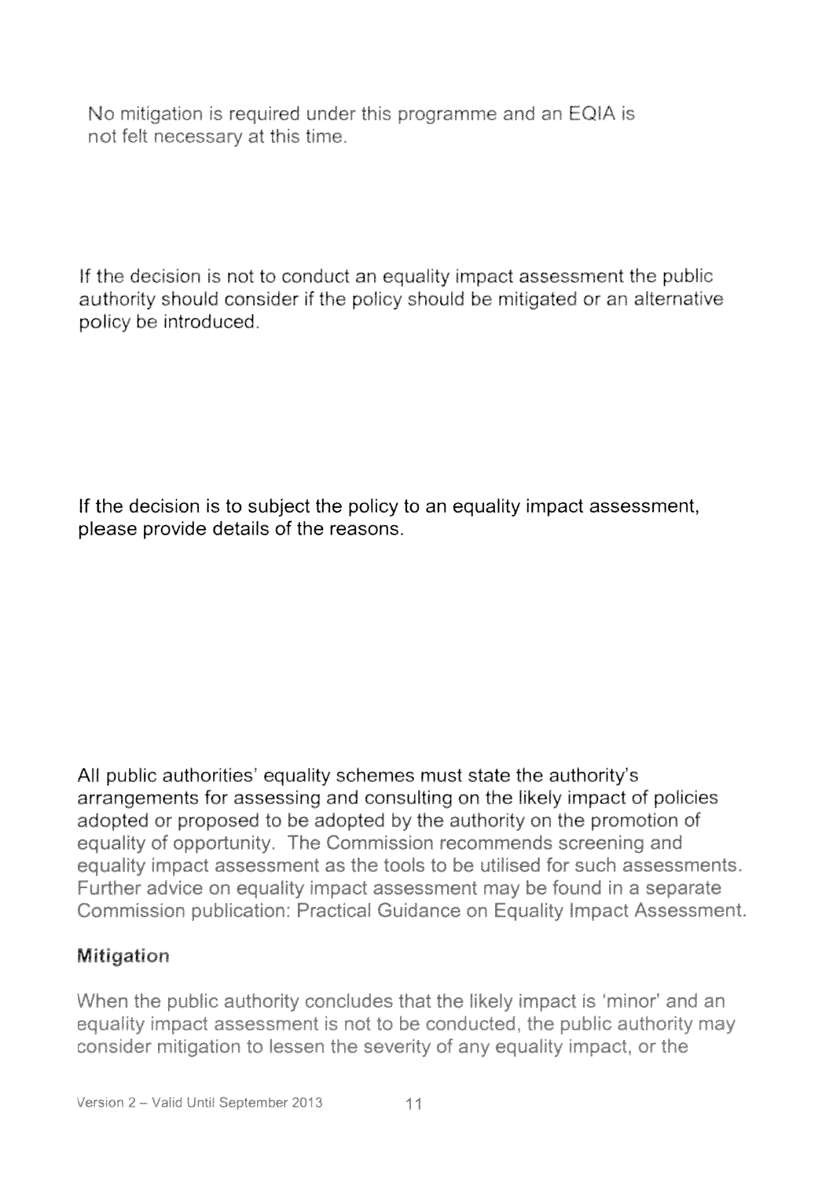No mitigation is required under this programme and an EQIA is not felt necessary at this time.

If the decision is not to conduct an equality impact assessment the public authority should consider if the policy should be mitigated or an alternative policy be introduced.

If the decision is to subject the policy to an equality impact assessment, please provide details of the reasons.

All public authorities' equality schemes must state the authority's arrangements for assessing and consulting on the likely impact of policies adopted or proposed to be adopted by the authority on the promotion of equality of opportunity. The Commission recommends screening and equality impact assessment as the tools to be utilised for such assessments. Further advice on equality impact assessment may be found in a separate Commission publication: Practical Guidance on Equality Impact Assessment.

**Mitigation**

When the public authority concludes that the likely impact is 'minor' and an equality impact assessment is not to be conducted, the public authority may consider mitigation to lessen the severity of any equality impact, or the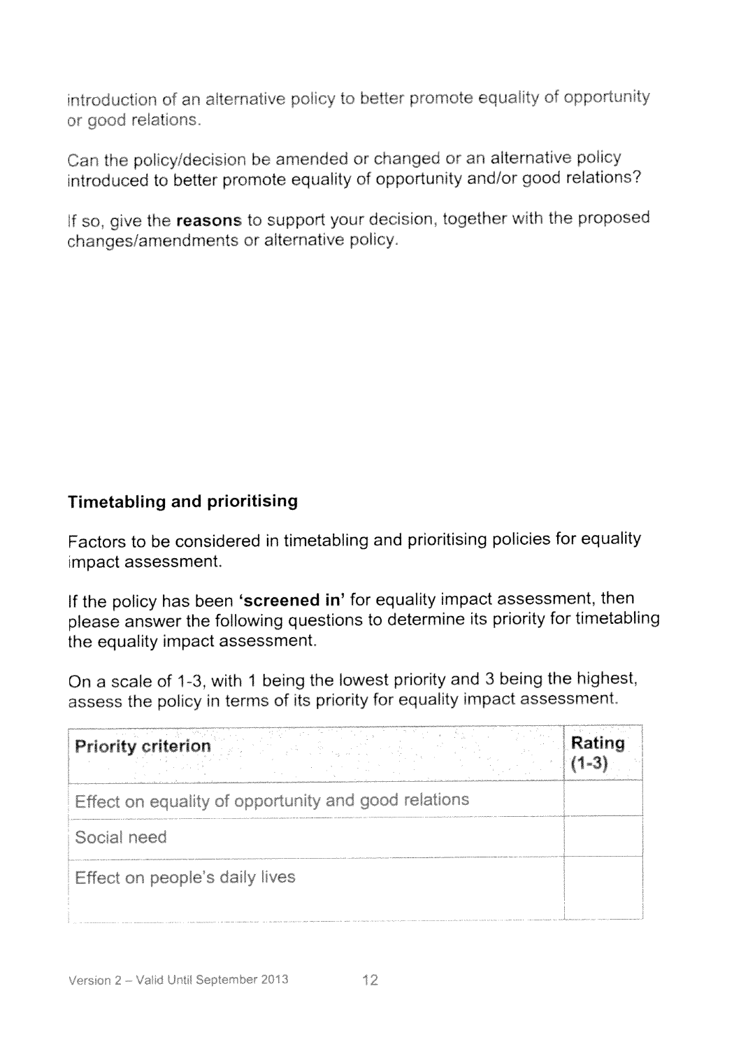introduction of an alternative policy to better promote equality of opportunity or good relations.

Can the policy/decision be amended or changed or an alternative policy introduced to better promote equality of opportunity and/or good relations?

If so, give the **reasons** to support your decision, together with the proposed changes/amendments or alternative policy.

## Timetabling and prioritising

Factors to be considered in timetabling and prioritising policies for equality impact assessment.

If the policy has been **'screened in'** for equality impact assessment, then please answer the following questions to determine its priority for timetabling the equality impact assessment.

On a scale of 1-3, with 1 being the lowest priority and 3 being the highest, assess the policy in terms of its priority for equality impact assessment.

| Priority criterion | Rating (1-3) |
|---|---|
| Effect on equality of opportunity and good relations | |
| Social need | |
| Effect on people's daily lives | |

Version 2 – Valid Until September 2013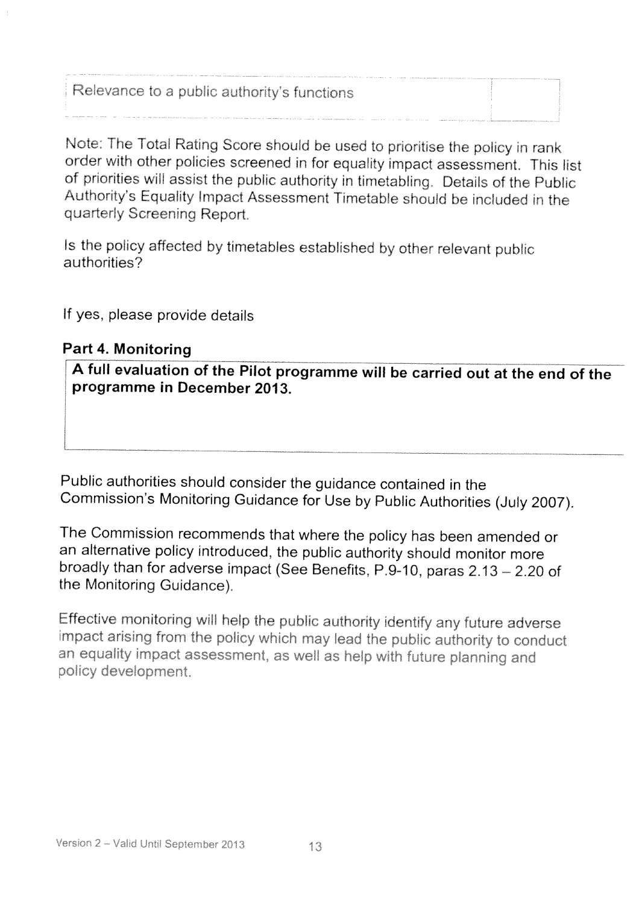| Relevance to a public authority's functions | |
|---|---|

Note: The Total Rating Score should be used to prioritise the policy in rank order with other policies screened in for equality impact assessment. This list of priorities will assist the public authority in timetabling. Details of the Public Authority's Equality Impact Assessment Timetable should be included in the quarterly Screening Report.

Is the policy affected by timetables established by other relevant public authorities?

If yes, please provide details

**Part 4. Monitoring**

| **A full evaluation of the Pilot programme will be carried out at the end of the programme in December 2013.** |
|---|

Public authorities should consider the guidance contained in the Commission's Monitoring Guidance for Use by Public Authorities (July 2007).

The Commission recommends that where the policy has been amended or an alternative policy introduced, the public authority should monitor more broadly than for adverse impact (See Benefits, P.9-10, paras 2.13 – 2.20 of the Monitoring Guidance).

Effective monitoring will help the public authority identify any future adverse impact arising from the policy which may lead the public authority to conduct an equality impact assessment, as well as help with future planning and policy development.

Version 2 – Valid Until September 2013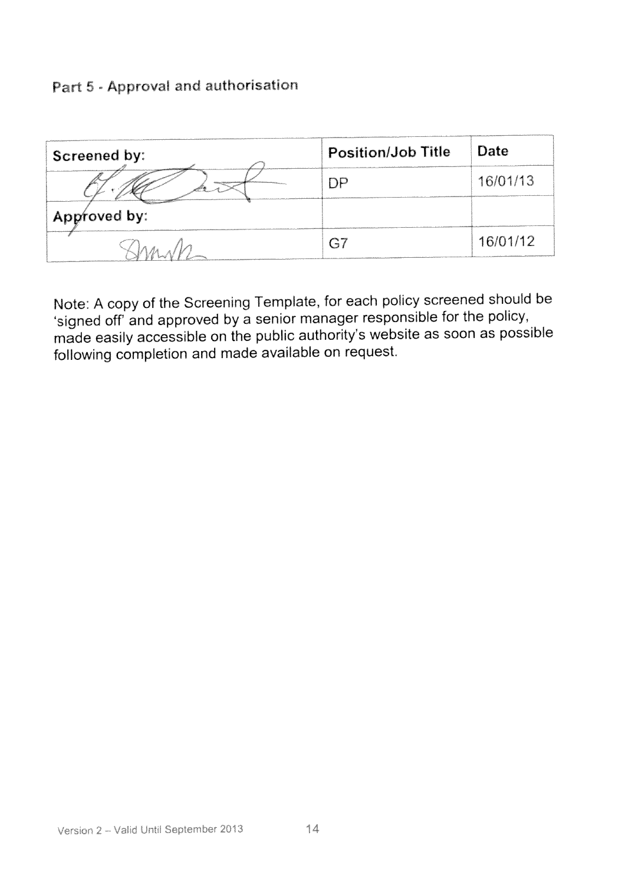## Part 5 - Approval and authorisation

| Screened by: | Position/Job Title | Date |
|---|---|---|
| | DP | 16/01/13 |
| Approved by: | | |
| | G7 | 16/01/12 |

Note: A copy of the Screening Template, for each policy screened should be 'signed off' and approved by a senior manager responsible for the policy, made easily accessible on the public authority's website as soon as possible following completion and made available on request.

Version 2 – Valid Until September 2013